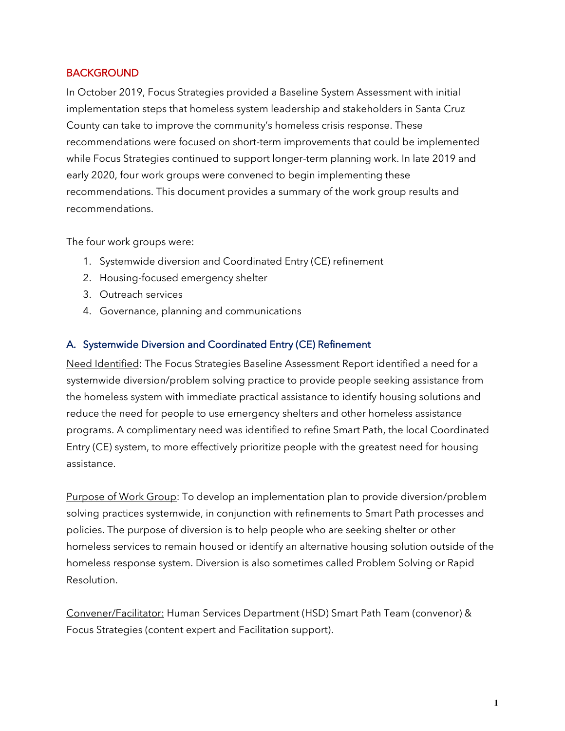## BACKGROUND

In October 2019, Focus Strategies provided a Baseline System Assessment with initial implementation steps that homeless system leadership and stakeholders in Santa Cruz County can take to improve the community's homeless crisis response. These recommendations were focused on short-term improvements that could be implemented while Focus Strategies continued to support longer-term planning work. In late 2019 and early 2020, four work groups were convened to begin implementing these recommendations. This document provides a summary of the work group results and recommendations.

The four work groups were:

1. Systemwide diversion and Coordinated Entry (CE) refinement
2. Housing-focused emergency shelter
3. Outreach services
4. Governance, planning and communications

### A. Systemwide Diversion and Coordinated Entry (CE) Refinement

<u>Need Identified</u>: The Focus Strategies Baseline Assessment Report identified a need for a systemwide diversion/problem solving practice to provide people seeking assistance from the homeless system with immediate practical assistance to identify housing solutions and reduce the need for people to use emergency shelters and other homeless assistance programs. A complimentary need was identified to refine Smart Path, the local Coordinated Entry (CE) system, to more effectively prioritize people with the greatest need for housing assistance.

<u>Purpose of Work Group</u>: To develop an implementation plan to provide diversion/problem solving practices systemwide, in conjunction with refinements to Smart Path processes and policies. The purpose of diversion is to help people who are seeking shelter or other homeless services to remain housed or identify an alternative housing solution outside of the homeless response system. Diversion is also sometimes called Problem Solving or Rapid Resolution.

<u>Convener/Facilitator:</u> Human Services Department (HSD) Smart Path Team (convenor) & Focus Strategies (content expert and Facilitation support).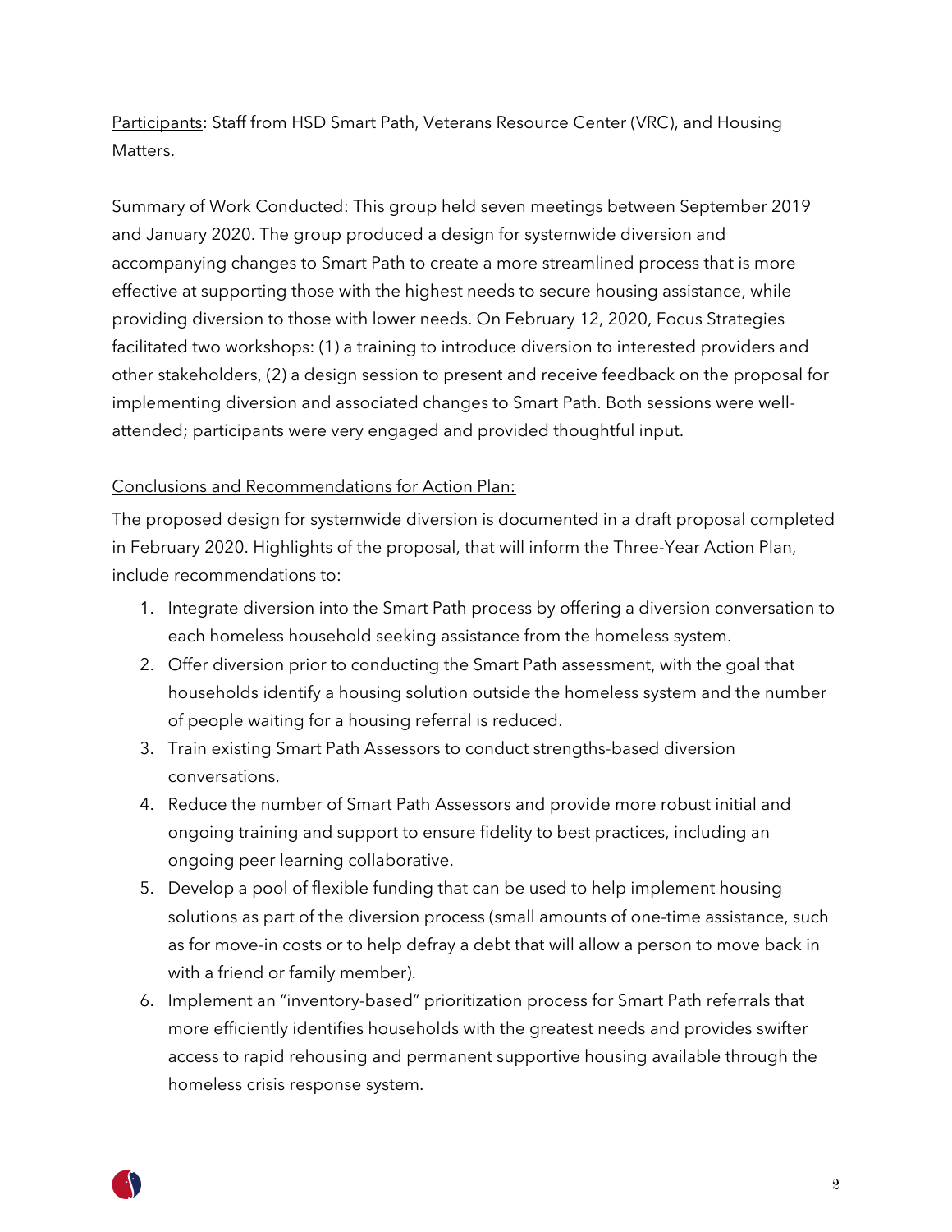Participants: Staff from HSD Smart Path, Veterans Resource Center (VRC), and Housing Matters.

Summary of Work Conducted: This group held seven meetings between September 2019 and January 2020. The group produced a design for systemwide diversion and accompanying changes to Smart Path to create a more streamlined process that is more effective at supporting those with the highest needs to secure housing assistance, while providing diversion to those with lower needs. On February 12, 2020, Focus Strategies facilitated two workshops: (1) a training to introduce diversion to interested providers and other stakeholders, (2) a design session to present and receive feedback on the proposal for implementing diversion and associated changes to Smart Path. Both sessions were well-attended; participants were very engaged and provided thoughtful input.

Conclusions and Recommendations for Action Plan:

The proposed design for systemwide diversion is documented in a draft proposal completed in February 2020. Highlights of the proposal, that will inform the Three-Year Action Plan, include recommendations to:

1. Integrate diversion into the Smart Path process by offering a diversion conversation to each homeless household seeking assistance from the homeless system.
2. Offer diversion prior to conducting the Smart Path assessment, with the goal that households identify a housing solution outside the homeless system and the number of people waiting for a housing referral is reduced.
3. Train existing Smart Path Assessors to conduct strengths-based diversion conversations.
4. Reduce the number of Smart Path Assessors and provide more robust initial and ongoing training and support to ensure fidelity to best practices, including an ongoing peer learning collaborative.
5. Develop a pool of flexible funding that can be used to help implement housing solutions as part of the diversion process (small amounts of one-time assistance, such as for move-in costs or to help defray a debt that will allow a person to move back in with a friend or family member).
6. Implement an "inventory-based" prioritization process for Smart Path referrals that more efficiently identifies households with the greatest needs and provides swifter access to rapid rehousing and permanent supportive housing available through the homeless crisis response system.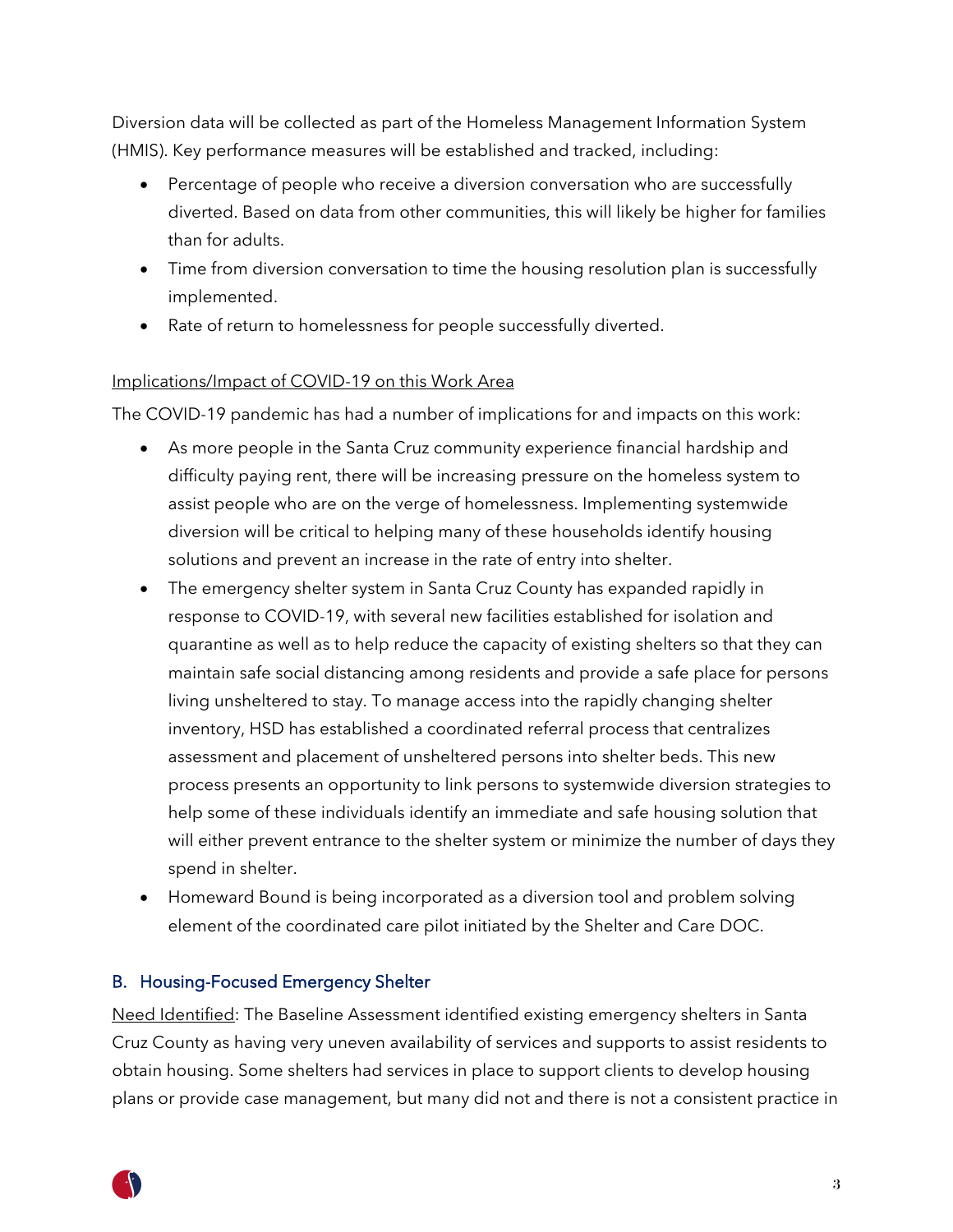Diversion data will be collected as part of the Homeless Management Information System (HMIS). Key performance measures will be established and tracked, including:

- Percentage of people who receive a diversion conversation who are successfully diverted. Based on data from other communities, this will likely be higher for families than for adults.
- Time from diversion conversation to time the housing resolution plan is successfully implemented.
- Rate of return to homelessness for people successfully diverted.

<u>Implications/Impact of COVID-19 on this Work Area</u>

The COVID-19 pandemic has had a number of implications for and impacts on this work:

- As more people in the Santa Cruz community experience financial hardship and difficulty paying rent, there will be increasing pressure on the homeless system to assist people who are on the verge of homelessness. Implementing systemwide diversion will be critical to helping many of these households identify housing solutions and prevent an increase in the rate of entry into shelter.
- The emergency shelter system in Santa Cruz County has expanded rapidly in response to COVID-19, with several new facilities established for isolation and quarantine as well as to help reduce the capacity of existing shelters so that they can maintain safe social distancing among residents and provide a safe place for persons living unsheltered to stay. To manage access into the rapidly changing shelter inventory, HSD has established a coordinated referral process that centralizes assessment and placement of unsheltered persons into shelter beds. This new process presents an opportunity to link persons to systemwide diversion strategies to help some of these individuals identify an immediate and safe housing solution that will either prevent entrance to the shelter system or minimize the number of days they spend in shelter.
- Homeward Bound is being incorporated as a diversion tool and problem solving element of the coordinated care pilot initiated by the Shelter and Care DOC.

### B. Housing-Focused Emergency Shelter

<u>Need Identified</u>: The Baseline Assessment identified existing emergency shelters in Santa Cruz County as having very uneven availability of services and supports to assist residents to obtain housing. Some shelters had services in place to support clients to develop housing plans or provide case management, but many did not and there is not a consistent practice in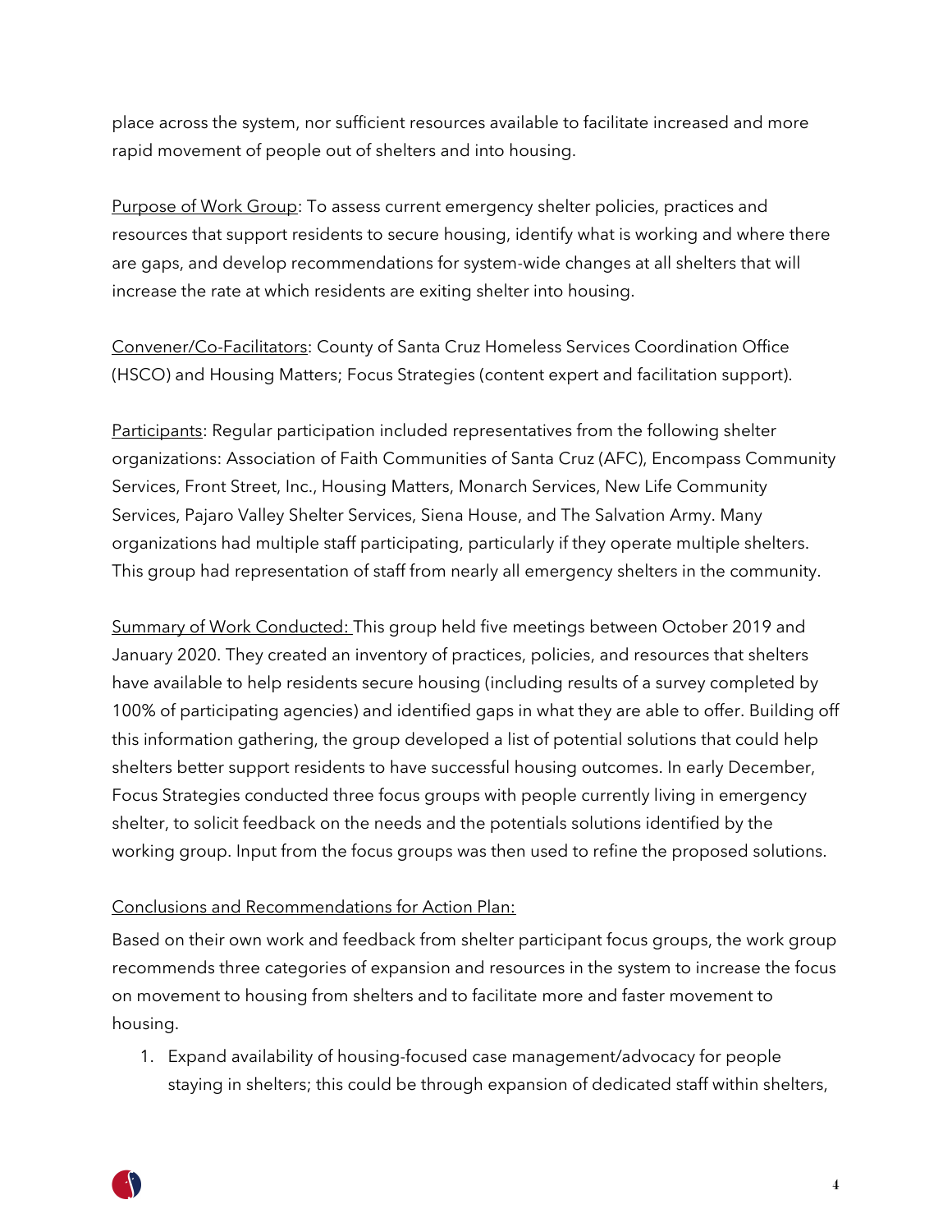place across the system, nor sufficient resources available to facilitate increased and more rapid movement of people out of shelters and into housing.

Purpose of Work Group: To assess current emergency shelter policies, practices and resources that support residents to secure housing, identify what is working and where there are gaps, and develop recommendations for system-wide changes at all shelters that will increase the rate at which residents are exiting shelter into housing.

Convener/Co-Facilitators: County of Santa Cruz Homeless Services Coordination Office (HSCO) and Housing Matters; Focus Strategies (content expert and facilitation support).

Participants: Regular participation included representatives from the following shelter organizations: Association of Faith Communities of Santa Cruz (AFC), Encompass Community Services, Front Street, Inc., Housing Matters, Monarch Services, New Life Community Services, Pajaro Valley Shelter Services, Siena House, and The Salvation Army. Many organizations had multiple staff participating, particularly if they operate multiple shelters. This group had representation of staff from nearly all emergency shelters in the community.

Summary of Work Conducted: This group held five meetings between October 2019 and January 2020. They created an inventory of practices, policies, and resources that shelters have available to help residents secure housing (including results of a survey completed by 100% of participating agencies) and identified gaps in what they are able to offer. Building off this information gathering, the group developed a list of potential solutions that could help shelters better support residents to have successful housing outcomes. In early December, Focus Strategies conducted three focus groups with people currently living in emergency shelter, to solicit feedback on the needs and the potentials solutions identified by the working group. Input from the focus groups was then used to refine the proposed solutions.

Conclusions and Recommendations for Action Plan:

Based on their own work and feedback from shelter participant focus groups, the work group recommends three categories of expansion and resources in the system to increase the focus on movement to housing from shelters and to facilitate more and faster movement to housing.

1. Expand availability of housing-focused case management/advocacy for people staying in shelters; this could be through expansion of dedicated staff within shelters,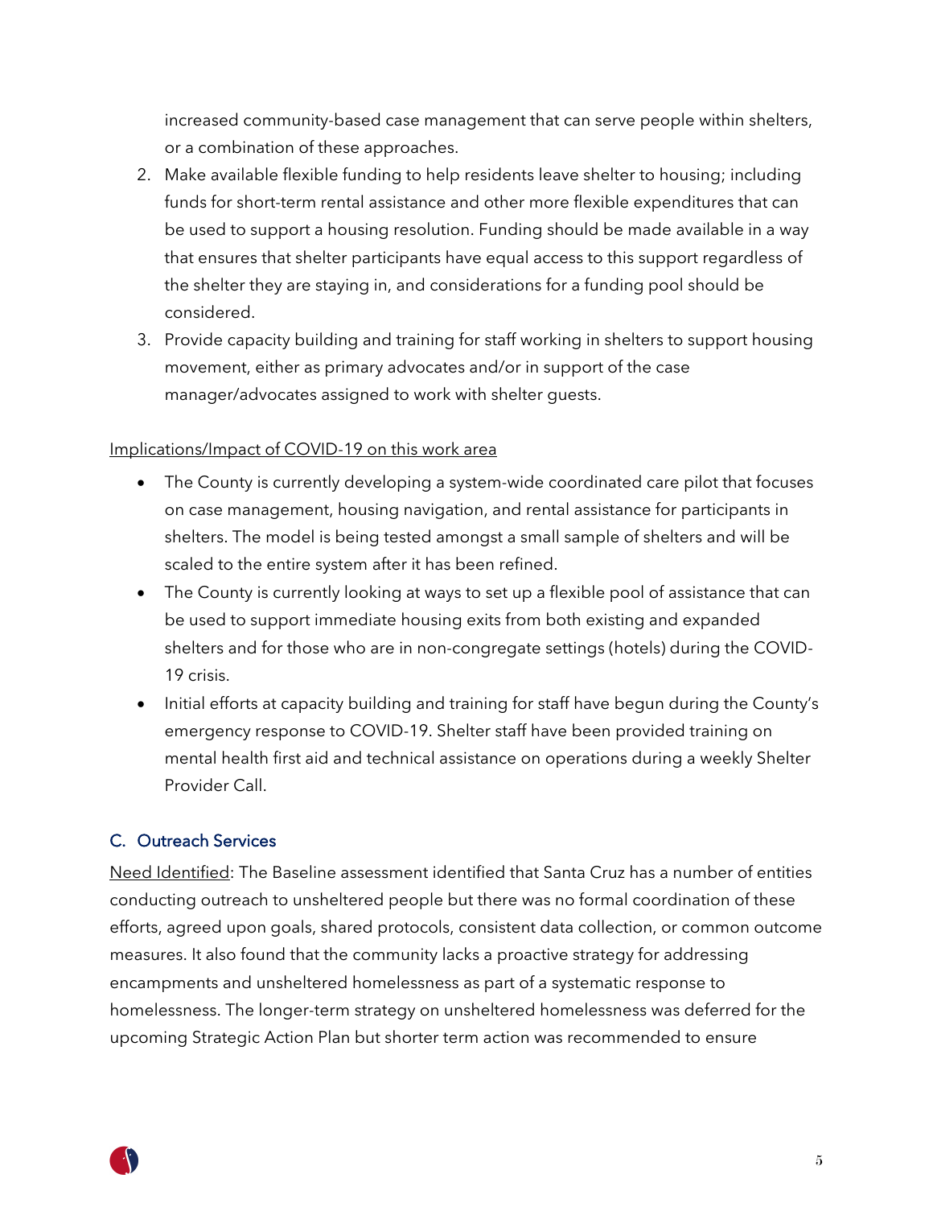increased community-based case management that can serve people within shelters, or a combination of these approaches.

2. Make available flexible funding to help residents leave shelter to housing; including funds for short-term rental assistance and other more flexible expenditures that can be used to support a housing resolution. Funding should be made available in a way that ensures that shelter participants have equal access to this support regardless of the shelter they are staying in, and considerations for a funding pool should be considered.
3. Provide capacity building and training for staff working in shelters to support housing movement, either as primary advocates and/or in support of the case manager/advocates assigned to work with shelter guests.

Implications/Impact of COVID-19 on this work area

- The County is currently developing a system-wide coordinated care pilot that focuses on case management, housing navigation, and rental assistance for participants in shelters. The model is being tested amongst a small sample of shelters and will be scaled to the entire system after it has been refined.
- The County is currently looking at ways to set up a flexible pool of assistance that can be used to support immediate housing exits from both existing and expanded shelters and for those who are in non-congregate settings (hotels) during the COVID-19 crisis.
- Initial efforts at capacity building and training for staff have begun during the County's emergency response to COVID-19. Shelter staff have been provided training on mental health first aid and technical assistance on operations during a weekly Shelter Provider Call.

### C. Outreach Services

Need Identified: The Baseline assessment identified that Santa Cruz has a number of entities conducting outreach to unsheltered people but there was no formal coordination of these efforts, agreed upon goals, shared protocols, consistent data collection, or common outcome measures. It also found that the community lacks a proactive strategy for addressing encampments and unsheltered homelessness as part of a systematic response to homelessness. The longer-term strategy on unsheltered homelessness was deferred for the upcoming Strategic Action Plan but shorter term action was recommended to ensure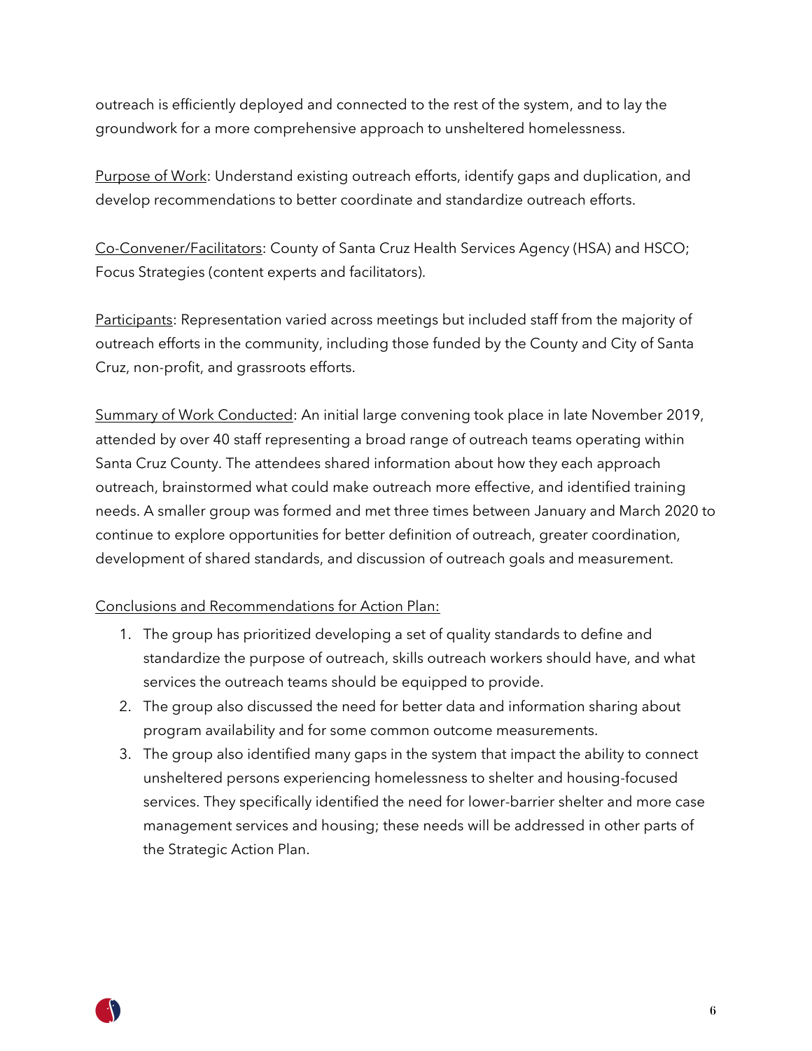outreach is efficiently deployed and connected to the rest of the system, and to lay the groundwork for a more comprehensive approach to unsheltered homelessness.

Purpose of Work: Understand existing outreach efforts, identify gaps and duplication, and develop recommendations to better coordinate and standardize outreach efforts.

Co-Convener/Facilitators: County of Santa Cruz Health Services Agency (HSA) and HSCO; Focus Strategies (content experts and facilitators).

Participants: Representation varied across meetings but included staff from the majority of outreach efforts in the community, including those funded by the County and City of Santa Cruz, non-profit, and grassroots efforts.

Summary of Work Conducted: An initial large convening took place in late November 2019, attended by over 40 staff representing a broad range of outreach teams operating within Santa Cruz County. The attendees shared information about how they each approach outreach, brainstormed what could make outreach more effective, and identified training needs. A smaller group was formed and met three times between January and March 2020 to continue to explore opportunities for better definition of outreach, greater coordination, development of shared standards, and discussion of outreach goals and measurement.

Conclusions and Recommendations for Action Plan:

1. The group has prioritized developing a set of quality standards to define and standardize the purpose of outreach, skills outreach workers should have, and what services the outreach teams should be equipped to provide.
2. The group also discussed the need for better data and information sharing about program availability and for some common outcome measurements.
3. The group also identified many gaps in the system that impact the ability to connect unsheltered persons experiencing homelessness to shelter and housing-focused services. They specifically identified the need for lower-barrier shelter and more case management services and housing; these needs will be addressed in other parts of the Strategic Action Plan.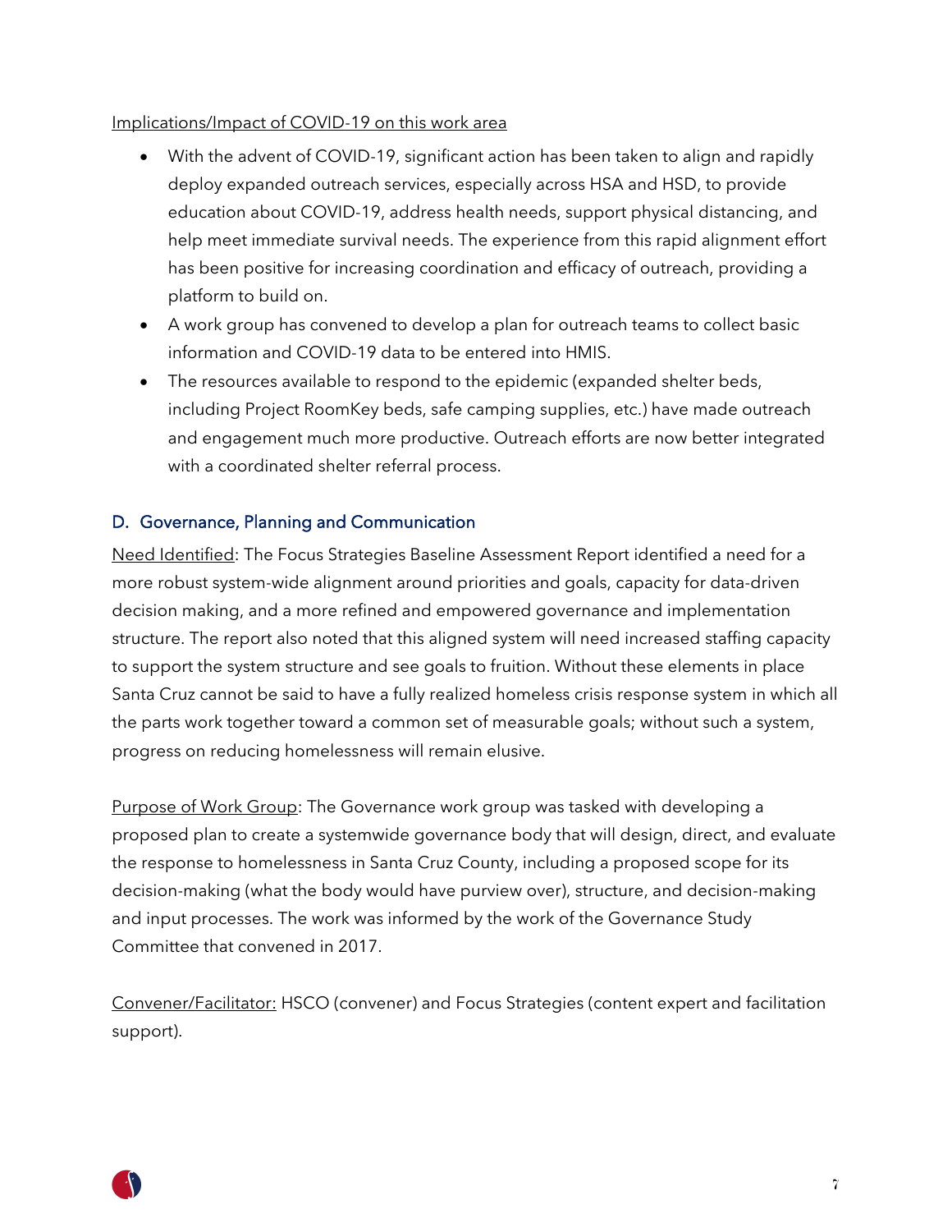Implications/Impact of COVID-19 on this work area

- With the advent of COVID-19, significant action has been taken to align and rapidly deploy expanded outreach services, especially across HSA and HSD, to provide education about COVID-19, address health needs, support physical distancing, and help meet immediate survival needs. The experience from this rapid alignment effort has been positive for increasing coordination and efficacy of outreach, providing a platform to build on.
- A work group has convened to develop a plan for outreach teams to collect basic information and COVID-19 data to be entered into HMIS.
- The resources available to respond to the epidemic (expanded shelter beds, including Project RoomKey beds, safe camping supplies, etc.) have made outreach and engagement much more productive. Outreach efforts are now better integrated with a coordinated shelter referral process.

## D. Governance, Planning and Communication

Need Identified: The Focus Strategies Baseline Assessment Report identified a need for a more robust system-wide alignment around priorities and goals, capacity for data-driven decision making, and a more refined and empowered governance and implementation structure. The report also noted that this aligned system will need increased staffing capacity to support the system structure and see goals to fruition. Without these elements in place Santa Cruz cannot be said to have a fully realized homeless crisis response system in which all the parts work together toward a common set of measurable goals; without such a system, progress on reducing homelessness will remain elusive.

Purpose of Work Group: The Governance work group was tasked with developing a proposed plan to create a systemwide governance body that will design, direct, and evaluate the response to homelessness in Santa Cruz County, including a proposed scope for its decision-making (what the body would have purview over), structure, and decision-making and input processes. The work was informed by the work of the Governance Study Committee that convened in 2017.

Convener/Facilitator: HSCO (convener) and Focus Strategies (content expert and facilitation support).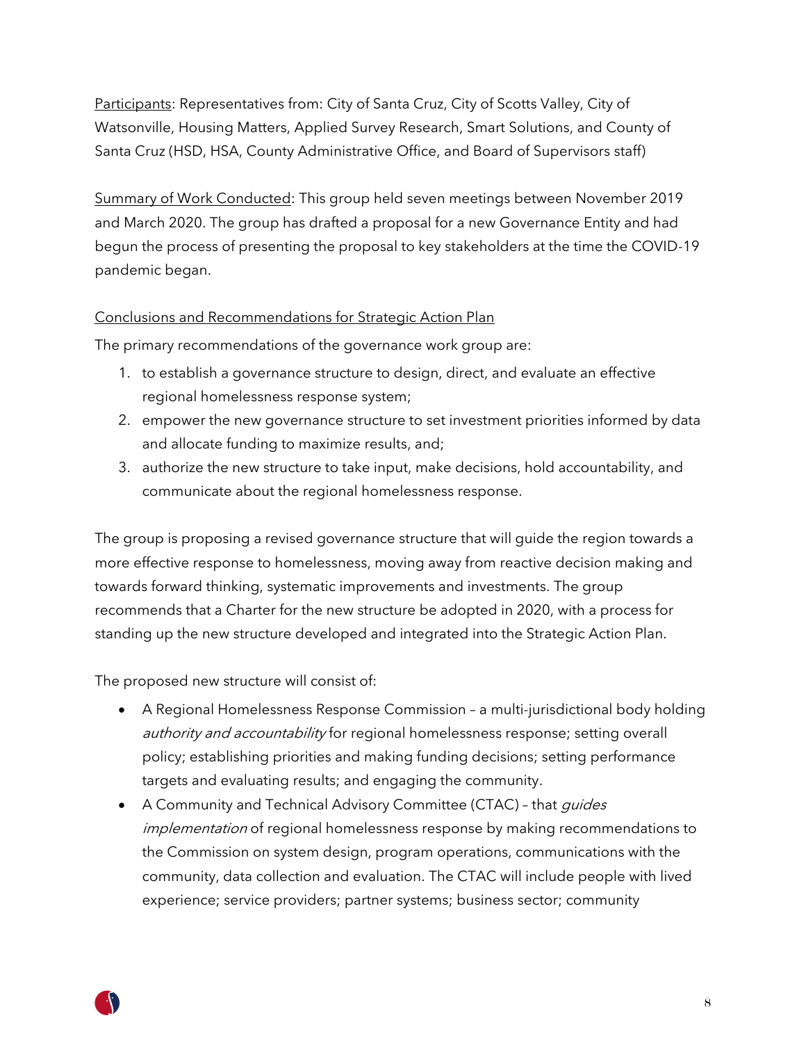Participants: Representatives from: City of Santa Cruz, City of Scotts Valley, City of Watsonville, Housing Matters, Applied Survey Research, Smart Solutions, and County of Santa Cruz (HSD, HSA, County Administrative Office, and Board of Supervisors staff)

Summary of Work Conducted: This group held seven meetings between November 2019 and March 2020. The group has drafted a proposal for a new Governance Entity and had begun the process of presenting the proposal to key stakeholders at the time the COVID-19 pandemic began.

Conclusions and Recommendations for Strategic Action Plan

The primary recommendations of the governance work group are:

1. to establish a governance structure to design, direct, and evaluate an effective regional homelessness response system;
2. empower the new governance structure to set investment priorities informed by data and allocate funding to maximize results, and;
3. authorize the new structure to take input, make decisions, hold accountability, and communicate about the regional homelessness response.

The group is proposing a revised governance structure that will guide the region towards a more effective response to homelessness, moving away from reactive decision making and towards forward thinking, systematic improvements and investments. The group recommends that a Charter for the new structure be adopted in 2020, with a process for standing up the new structure developed and integrated into the Strategic Action Plan.

The proposed new structure will consist of:

- A Regional Homelessness Response Commission – a multi-jurisdictional body holding *authority and accountability* for regional homelessness response; setting overall policy; establishing priorities and making funding decisions; setting performance targets and evaluating results; and engaging the community.
- A Community and Technical Advisory Committee (CTAC) – that *guides implementation* of regional homelessness response by making recommendations to the Commission on system design, program operations, communications with the community, data collection and evaluation. The CTAC will include people with lived experience; service providers; partner systems; business sector; community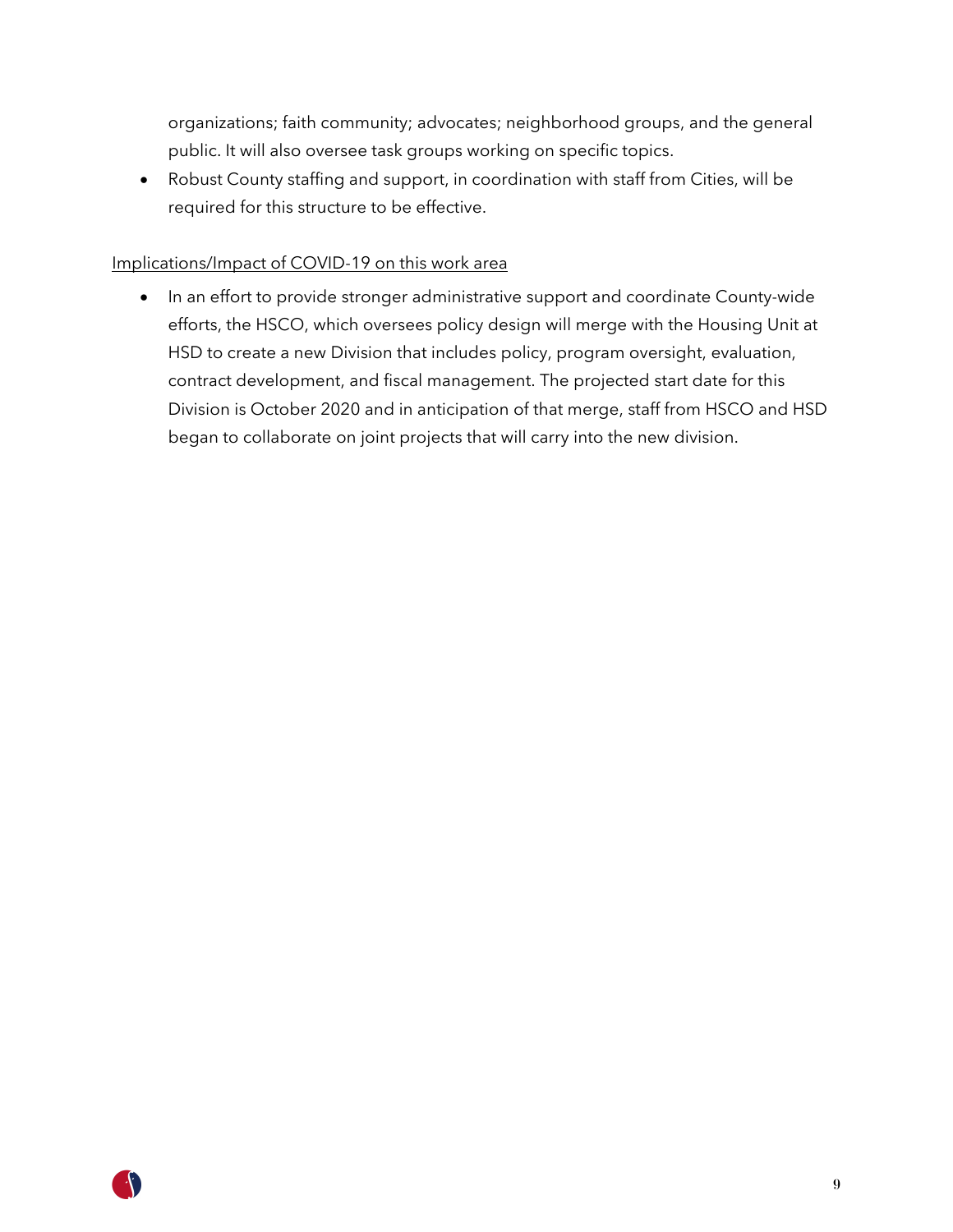organizations; faith community; advocates; neighborhood groups, and the general public. It will also oversee task groups working on specific topics.

- Robust County staffing and support, in coordination with staff from Cities, will be required for this structure to be effective.

<u>Implications/Impact of COVID-19 on this work area</u>

- In an effort to provide stronger administrative support and coordinate County-wide efforts, the HSCO, which oversees policy design will merge with the Housing Unit at HSD to create a new Division that includes policy, program oversight, evaluation, contract development, and fiscal management. The projected start date for this Division is October 2020 and in anticipation of that merge, staff from HSCO and HSD began to collaborate on joint projects that will carry into the new division.